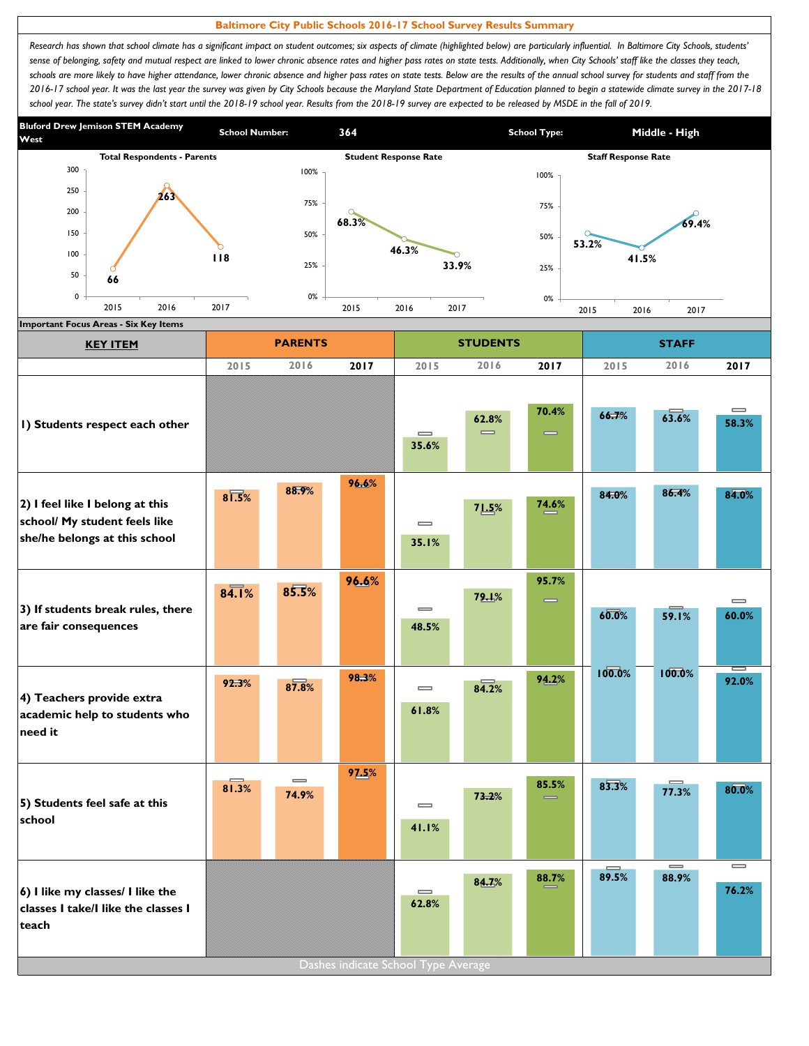# Baltimore City Public Schools 2016-17 School Survey Results Summary

*Research has shown that school climate has a significant impact on student outcomes; six aspects of climate (highlighted below) are particularly influential. In Baltimore City Schools, students' sense of belonging, safety and mutual respect are linked to lower chronic absence rates and higher pass rates on state tests. Additionally, when City Schools' staff like the classes they teach, schools are more likely to have higher attendance, lower chronic absence and higher pass rates on state tests. Below are the results of the annual school survey for students and staff from the 2016-17 school year. It was the last year the survey was given by City Schools because the Maryland State Department of Education planned to begin a statewide climate survey in the 2017-18 school year. The state's survey didn't start until the 2018-19 school year. Results from the 2018-19 survey are expected to be released by MSDE in the fall of 2019.*

**Bluford Drew Jemison STEM Academy West** | **School Number:** 364 | **School Type:** Middle - High

| | 2015 | 2016 | 2017 |
|---|---|---|---|
| Total Respondents - Parents | 66 | 263 | 118 |
| Student Response Rate | 68.3% | 46.3% | 33.9% |
| Staff Response Rate | 53.2% | 41.5% | 69.4% |

## Important Focus Areas - Six Key Items

| KEY ITEM | PARENTS | | | STUDENTS | | | STAFF | | |
|---|---|---|---|---|---|---|---|---|---|
| | 2015 | 2016 | 2017 | 2015 | 2016 | 2017 | 2015 | 2016 | 2017 |
| 1) Students respect each other | | | | 35.6% | 62.8% | 70.4% | 66.7% | 63.6% | 58.3% |
| 2) I feel like I belong at this school/ My student feels like she/he belongs at this school | 81.5% | 88.9% | 96.6% | 35.1% | 71.5% | 74.6% | 84.0% | 86.4% | 84.0% |
| 3) If students break rules, there are fair consequences | 84.1% | 85.5% | 96.6% | 48.5% | 79.1% | 95.7% | 60.0% | 59.1% | 60.0% |
| 4) Teachers provide extra academic help to students who need it | 92.3% | 87.8% | 98.3% | 61.8% | 84.2% | 94.2% | 100.0% | 100.0% | 92.0% |
| 5) Students feel safe at this school | 81.3% | 74.9% | 97.5% | 41.1% | 73.2% | 85.5% | 83.3% | 77.3% | 80.0% |
| 6) I like my classes/ I like the classes I take/I like the classes I teach | | | | 62.8% | 84.7% | 88.7% | 89.5% | 88.9% | 76.2% |

Dashes indicate School Type Average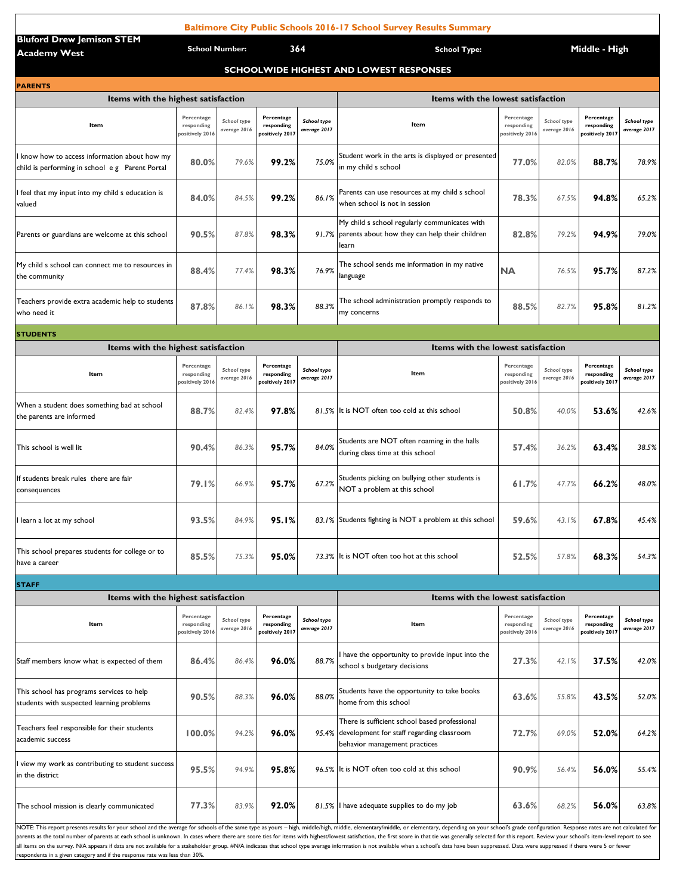# Baltimore City Public Schools 2016-17 School Survey Results Summary

**Bluford Drew Jemison STEM Academy West** | **School Number:** 364 | **School Type:** Middle - High

## SCHOOLWIDE HIGHEST AND LOWEST RESPONSES

### PARENTS

| Items with the highest satisfaction | | | | | Items with the lowest satisfaction | | | | |
|---|---|---|---|---|---|---|---|---|---|
| Item | Percentage responding positively 2016 | *School type average 2016* | Percentage responding positively 2017 | *School type average 2017* | Item | Percentage responding positively 2016 | *School type average 2016* | Percentage responding positively 2017 | *School type average 2017* |
| I know how to access information about how my child is performing in school e g Parent Portal | **80.0%** | *79.6%* | **99.2%** | *75.0%* | Student work in the arts is displayed or presented in my child s school | **77.0%** | *82.0%* | **88.7%** | *78.9%* |
| I feel that my input into my child s education is valued | **84.0%** | *84.5%* | **99.2%** | *86.1%* | Parents can use resources at my child s school when school is not in session | **78.3%** | *67.5%* | **94.8%** | *65.2%* |
| Parents or guardians are welcome at this school | **90.5%** | *87.8%* | **98.3%** | *91.7%* | My child s school regularly communicates with parents about how they can help their children learn | **82.8%** | *79.2%* | **94.9%** | *79.0%* |
| My child s school can connect me to resources in the community | **88.4%** | *77.4%* | **98.3%** | *76.9%* | The school sends me information in my native language | **NA** | *76.5%* | **95.7%** | *87.2%* |
| Teachers provide extra academic help to students who need it | **87.8%** | *86.1%* | **98.3%** | *88.3%* | The school administration promptly responds to my concerns | **88.5%** | *82.7%* | **95.8%** | *81.2%* |

### STUDENTS

| Items with the highest satisfaction | | | | | Items with the lowest satisfaction | | | | |
|---|---|---|---|---|---|---|---|---|---|
| Item | Percentage responding positively 2016 | *School type average 2016* | Percentage responding positively 2017 | *School type average 2017* | Item | Percentage responding positively 2016 | *School type average 2016* | Percentage responding positively 2017 | *School type average 2017* |
| When a student does something bad at school the parents are informed | **88.7%** | *82.4%* | **97.8%** | *81.5%* | It is NOT often too cold at this school | **50.8%** | *40.0%* | **53.6%** | *42.6%* |
| This school is well lit | **90.4%** | *86.3%* | **95.7%** | *84.0%* | Students are NOT often roaming in the halls during class time at this school | **57.4%** | *36.2%* | **63.4%** | *38.5%* |
| If students break rules there are fair consequences | **79.1%** | *66.9%* | **95.7%** | *67.2%* | Students picking on bullying other students is NOT a problem at this school | **61.7%** | *47.7%* | **66.2%** | *48.0%* |
| I learn a lot at my school | **93.5%** | *84.9%* | **95.1%** | *83.1%* | Students fighting is NOT a problem at this school | **59.6%** | *43.1%* | **67.8%** | *45.4%* |
| This school prepares students for college or to have a career | **85.5%** | *75.3%* | **95.0%** | *73.3%* | It is NOT often too hot at this school | **52.5%** | *57.8%* | **68.3%** | *54.3%* |

### STAFF

| Items with the highest satisfaction | | | | | Items with the lowest satisfaction | | | | |
|---|---|---|---|---|---|---|---|---|---|
| Item | Percentage responding positively 2016 | *School type average 2016* | Percentage responding positively 2017 | *School type average 2017* | Item | Percentage responding positively 2016 | *School type average 2016* | Percentage responding positively 2017 | *School type average 2017* |
| Staff members know what is expected of them | **86.4%** | *86.4%* | **96.0%** | *88.7%* | I have the opportunity to provide input into the school s budgetary decisions | **27.3%** | *42.1%* | **37.5%** | *42.0%* |
| This school has programs services to help students with suspected learning problems | **90.5%** | *88.3%* | **96.0%** | *88.0%* | Students have the opportunity to take books home from this school | **63.6%** | *55.8%* | **43.5%** | *52.0%* |
| Teachers feel responsible for their students academic success | **100.0%** | *94.2%* | **96.0%** | *95.4%* | There is sufficient school based professional development for staff regarding classroom behavior management practices | **72.7%** | *69.0%* | **52.0%** | *64.2%* |
| I view my work as contributing to student success in the district | **95.5%** | *94.9%* | **95.8%** | *96.5%* | It is NOT often too cold at this school | **90.9%** | *56.4%* | **56.0%** | *55.4%* |
| The school mission is clearly communicated | **77.3%** | *83.9%* | **92.0%** | *81.5%* | I have adequate supplies to do my job | **63.6%** | *68.2%* | **56.0%** | *63.8%* |

NOTE: This report presents results for your school and the average for schools of the same type as yours – high, middle/high, middle, elementary/middle, or elementary, depending on your school's grade configuration. Response rates are not calculated for parents as the total number of parents at each school is unknown. In cases where there are score ties for items with highest/lowest satisfaction, the first score in that tie was generally selected for this report. Review your school's item-level report to see all items on the survey. N/A appears if data are not available for a stakeholder group. #N/A indicates that school type average information is not available when a school's data have been suppressed. Data were suppressed if there were 5 or fewer respondents in a given category and if the response rate was less than 30%.